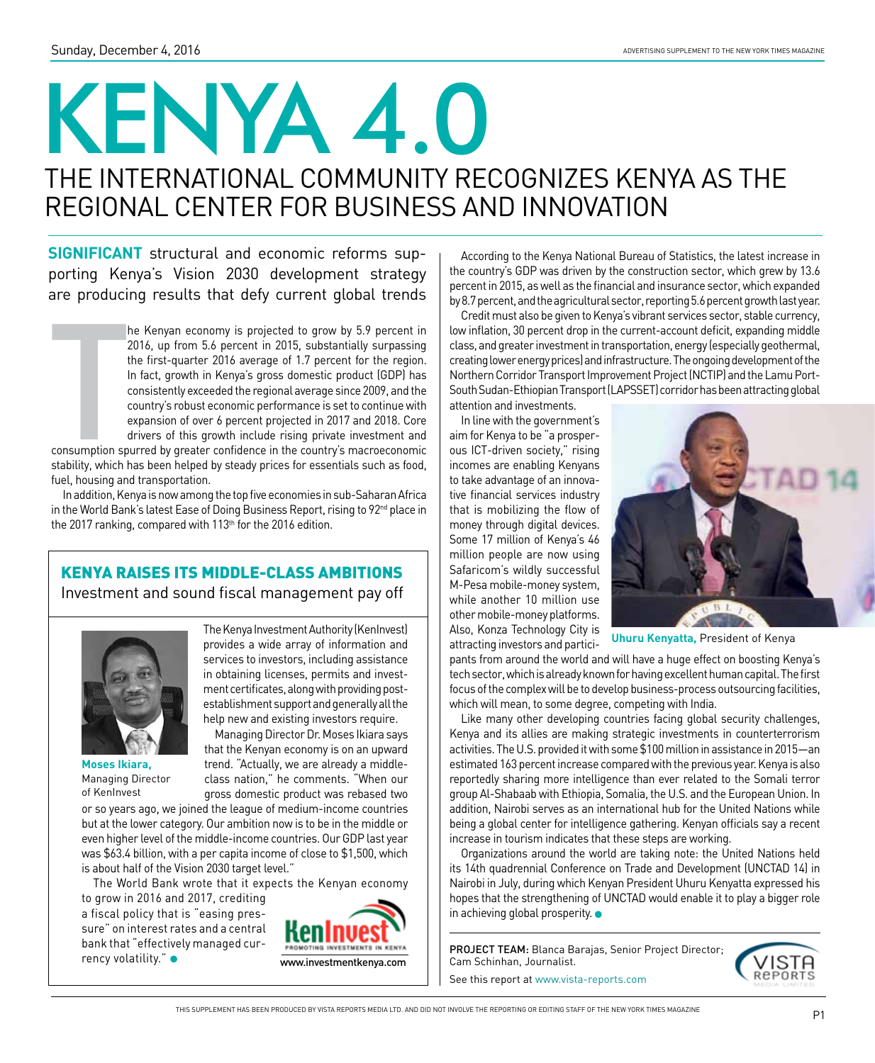# KENYA 4.0

## THE INTERNATIONAL COMMUNITY RECOGNIZES KENYA AS THE REGIONAL CENTER FOR BUSINESS AND INNOVATION

**SIGNIFICANT** structural and economic reforms supporting Kenya's Vision 2030 development strategy are producing results that defy current global trends

The Kenyan economy is projected to grow by 5.9 percent in 2016, up from 5.6 percent in 2015, substantially surpassing the first-quarter 2016 average of 1.7 percent for the region. In fact, growth in Kenya's gross domestic product (GDP) has consistently exceeded the regional average since 2009, and the country's robust economic performance is set to continue with expansion of over 6 percent projected in 2017 and 2018. Core drivers of this growth include rising private investment and consumption spurred by greater confidence in the country's macroeconomic stability, which has been helped by steady prices for essentials such as food, fuel, housing and transportation.

In addition, Kenya is now among the top five economies in sub-Saharan Africa in the World Bank's latest Ease of Doing Business Report, rising to 92nd place in the 2017 ranking, compared with 113th for the 2016 edition.

### KENYA RAISES ITS MIDDLE-CLASS AMBITIONS

Investment and sound fiscal management pay off

**Moses Ikiara,** Managing Director of KenInvest

The Kenya Investment Authority (KenInvest) provides a wide array of information and services to investors, including assistance in obtaining licenses, permits and investment certificates, along with providing post-establishment support and generally all the help new and existing investors require.

Managing Director Dr. Moses Ikiara says that the Kenyan economy is on an upward trend. "Actually, we are already a middle-class nation," he comments. "When our gross domestic product was rebased two or so years ago, we joined the league of medium-income countries but at the lower category. Our ambition now is to be in the middle or even higher level of the middle-income countries. Our GDP last year was $63.4 billion, with a per capita income of close to $1,500, which is about half of the Vision 2030 target level."

The World Bank wrote that it expects the Kenyan economy to grow in 2016 and 2017, crediting a fiscal policy that is "easing pressure" on interest rates and a central bank that "effectively managed currency volatility." ●

KenInvest — PROMOTING INVESTMENTS IN KENYA
www.investmentkenya.com

According to the Kenya National Bureau of Statistics, the latest increase in the country's GDP was driven by the construction sector, which grew by 13.6 percent in 2015, as well as the financial and insurance sector, which expanded by 8.7 percent, and the agricultural sector, reporting 5.6 percent growth last year.

Credit must also be given to Kenya's vibrant services sector, stable currency, low inflation, 30 percent drop in the current-account deficit, expanding middle class, and greater investment in transportation, energy (especially geothermal, creating lower energy prices) and infrastructure. The ongoing development of the Northern Corridor Transport Improvement Project (NCTIP) and the Lamu Port-South Sudan-Ethiopian Transport (LAPSSET) corridor has been attracting global attention and investments.

In line with the government's aim for Kenya to be "a prosperous ICT-driven society," rising incomes are enabling Kenyans to take advantage of an innovative financial services industry that is mobilizing the flow of money through digital devices. Some 17 million of Kenya's 46 million people are now using Safaricom's wildly successful M-Pesa mobile-money system, while another 10 million use other mobile-money platforms. Also, Konza Technology City is attracting investors and participants from around the world and will have a huge effect on boosting Kenya's tech sector, which is already known for having excellent human capital. The first focus of the complex will be to develop business-process outsourcing facilities, which will mean, to some degree, competing with India.

**Uhuru Kenyatta,** President of Kenya

Like many other developing countries facing global security challenges, Kenya and its allies are making strategic investments in counterterrorism activities. The U.S. provided it with some $100 million in assistance in 2015—an estimated 163 percent increase compared with the previous year. Kenya is also reportedly sharing more intelligence than ever related to the Somali terror group Al-Shabaab with Ethiopia, Somalia, the U.S. and the European Union. In addition, Nairobi serves as an international hub for the United Nations while being a global center for intelligence gathering. Kenyan officials say a recent increase in tourism indicates that these steps are working.

Organizations around the world are taking note: the United Nations held its 14th quadrennial Conference on Trade and Development (UNCTAD 14) in Nairobi in July, during which Kenyan President Uhuru Kenyatta expressed his hopes that the strengthening of UNCTAD would enable it to play a bigger role in achieving global prosperity. ●

PROJECT TEAM: Blanca Barajas, Senior Project Director; Cam Schinhan, Journalist.

See this report at www.vista-reports.com

THIS SUPPLEMENT HAS BEEN PRODUCED BY VISTA REPORTS MEDIA LTD. AND DID NOT INVOLVE THE REPORTING OR EDITING STAFF OF THE NEW YORK TIMES MAGAZINE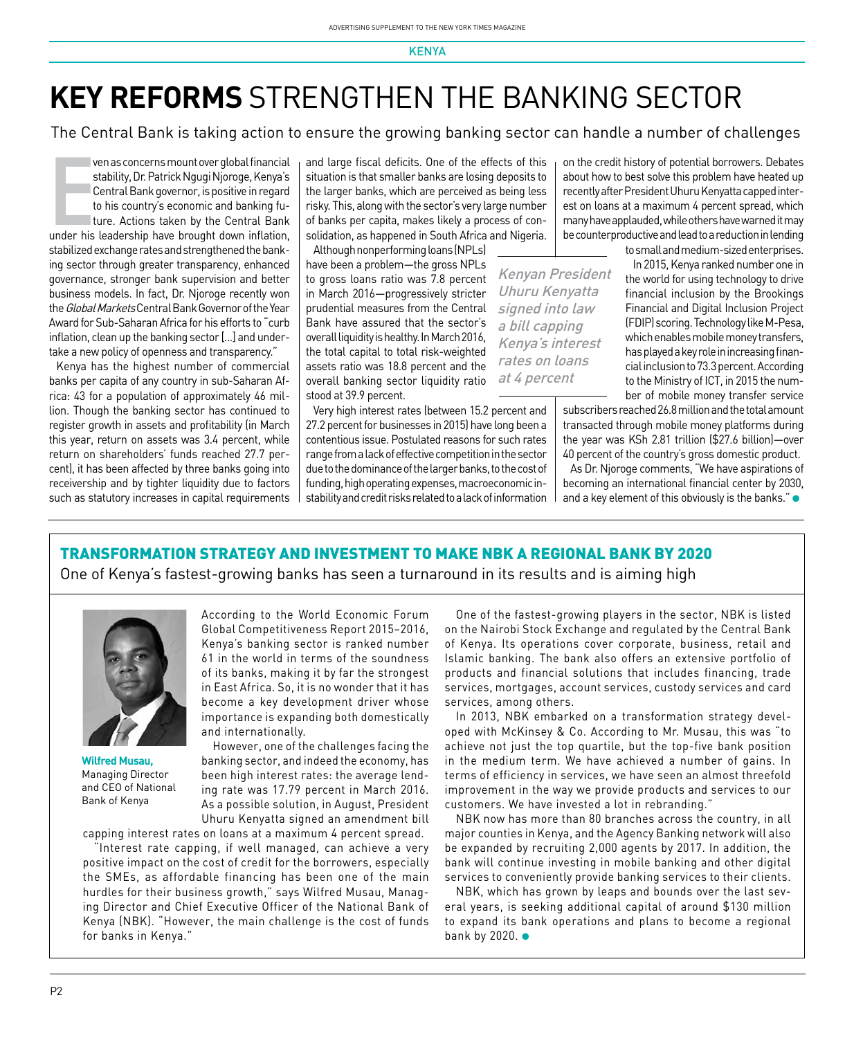KENYA

# KEY REFORMS STRENGTHEN THE BANKING SECTOR

The Central Bank is taking action to ensure the growing banking sector can handle a number of challenges

Even as concerns mount over global financial stability, Dr. Patrick Ngugi Njoroge, Kenya's Central Bank governor, is positive in regard to his country's economic and banking future. Actions taken by the Central Bank under his leadership have brought down inflation, stabilized exchange rates and strengthened the banking sector through greater transparency, enhanced governance, stronger bank supervision and better business models. In fact, Dr. Njoroge recently won the *Global Markets* Central Bank Governor of the Year Award for Sub-Saharan Africa for his efforts to "curb inflation, clean up the banking sector [...] and undertake a new policy of openness and transparency."

Kenya has the highest number of commercial banks per capita of any country in sub-Saharan Africa: 43 for a population of approximately 46 million. Though the banking sector has continued to register growth in assets and profitability (in March this year, return on assets was 3.4 percent, while return on shareholders' funds reached 27.7 percent), it has been affected by three banks going into receivership and by tighter liquidity due to factors such as statutory increases in capital requirements and large fiscal deficits. One of the effects of this situation is that smaller banks are losing deposits to the larger banks, which are perceived as being less risky. This, along with the sector's very large number of banks per capita, makes likely a process of consolidation, as happened in South Africa and Nigeria.

Although nonperforming loans (NPLs) have been a problem—the gross NPLs to gross loans ratio was 7.8 percent in March 2016—progressively stricter prudential measures from the Central Bank have assured that the sector's overall liquidity is healthy. In March 2016, the total capital to total risk-weighted assets ratio was 18.8 percent and the overall banking sector liquidity ratio stood at 39.9 percent.

*Kenyan President Uhuru Kenyatta signed into law a bill capping Kenya's interest rates on loans at 4 percent*

Very high interest rates (between 15.2 percent and 27.2 percent for businesses in 2015) have long been a contentious issue. Postulated reasons for such rates range from a lack of effective competition in the sector due to the dominance of the larger banks, to the cost of funding, high operating expenses, macroeconomic instability and credit risks related to a lack of information on the credit history of potential borrowers. Debates about how to best solve this problem have heated up recently after President Uhuru Kenyatta capped interest on loans at a maximum 4 percent spread, which many have applauded, while others have warned it may be counterproductive and lead to a reduction in lending to small and medium-sized enterprises.

In 2015, Kenya ranked number one in the world for using technology to drive financial inclusion by the Brookings Financial and Digital Inclusion Project (FDIP) scoring. Technology like M-Pesa, which enables mobile money transfers, has played a key role in increasing financial inclusion to 73.3 percent. According to the Ministry of ICT, in 2015 the number of mobile money transfer service subscribers reached 26.8 million and the total amount transacted through mobile money platforms during the year was KSh 2.81 trillion ($27.6 billion)—over 40 percent of the country's gross domestic product.

As Dr. Njoroge comments, "We have aspirations of becoming an international financial center by 2030, and a key element of this obviously is the banks."

## TRANSFORMATION STRATEGY AND INVESTMENT TO MAKE NBK A REGIONAL BANK BY 2020

One of Kenya's fastest-growing banks has seen a turnaround in its results and is aiming high

**Wilfred Musau,** Managing Director and CEO of National Bank of Kenya

According to the World Economic Forum Global Competitiveness Report 2015–2016, Kenya's banking sector is ranked number 61 in the world in terms of the soundness of its banks, making it by far the strongest in East Africa. So, it is no wonder that it has become a key development driver whose importance is expanding both domestically and internationally.

However, one of the challenges facing the banking sector, and indeed the economy, has been high interest rates: the average lending rate was 17.79 percent in March 2016. As a possible solution, in August, President Uhuru Kenyatta signed an amendment bill capping interest rates on loans at a maximum 4 percent spread.

"Interest rate capping, if well managed, can achieve a very positive impact on the cost of credit for the borrowers, especially the SMEs, as affordable financing has been one of the main hurdles for their business growth," says Wilfred Musau, Managing Director and Chief Executive Officer of the National Bank of Kenya (NBK). "However, the main challenge is the cost of funds for banks in Kenya."

One of the fastest-growing players in the sector, NBK is listed on the Nairobi Stock Exchange and regulated by the Central Bank of Kenya. Its operations cover corporate, business, retail and Islamic banking. The bank also offers an extensive portfolio of products and financial solutions that includes financing, trade services, mortgages, account services, custody services and card services, among others.

In 2013, NBK embarked on a transformation strategy developed with McKinsey & Co. According to Mr. Musau, this was "to achieve not just the top quartile, but the top-five bank position in the medium term. We have achieved a number of gains. In terms of efficiency in services, we have seen an almost threefold improvement in the way we provide products and services to our customers. We have invested a lot in rebranding."

NBK now has more than 80 branches across the country, in all major counties in Kenya, and the Agency Banking network will also be expanded by recruiting 2,000 agents by 2017. In addition, the bank will continue investing in mobile banking and other digital services to conveniently provide banking services to their clients.

NBK, which has grown by leaps and bounds over the last several years, is seeking additional capital of around $130 million to expand its bank operations and plans to become a regional bank by 2020.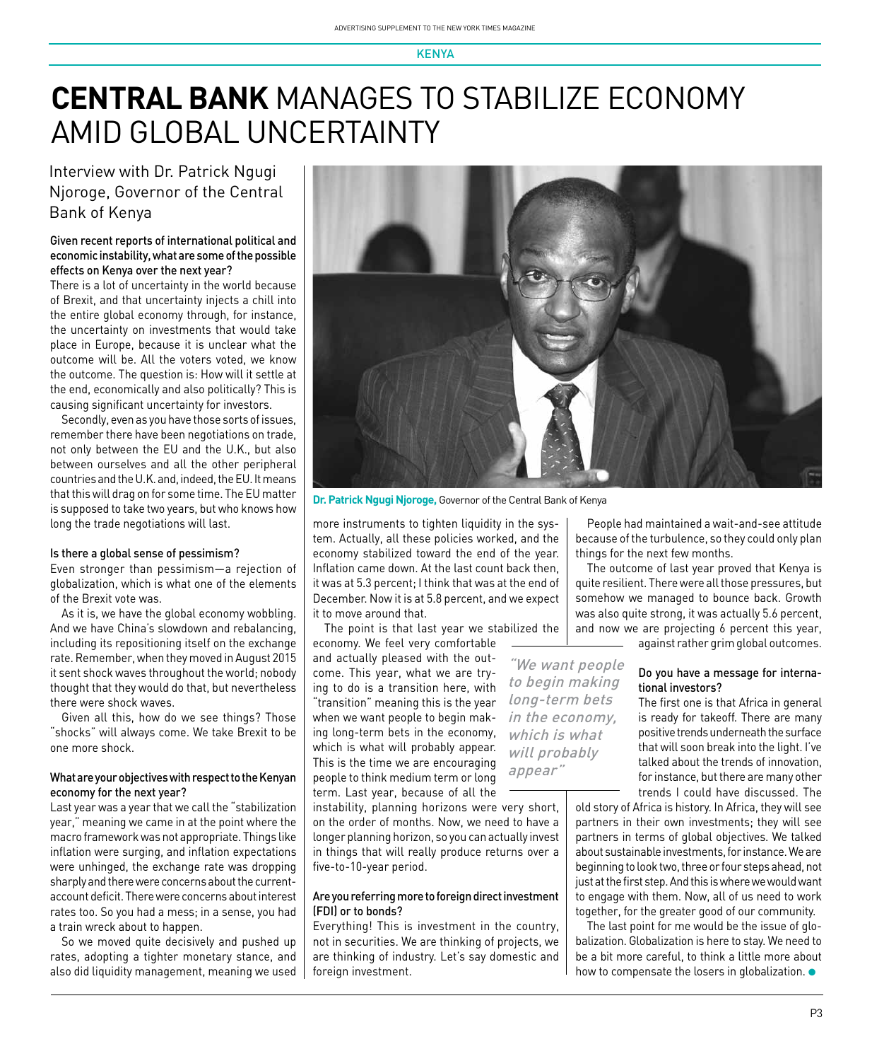KENYA

# **CENTRAL BANK** MANAGES TO STABILIZE ECONOMY AMID GLOBAL UNCERTAINTY

## Interview with Dr. Patrick Ngugi Njoroge, Governor of the Central Bank of Kenya

**Given recent reports of international political and economic instability, what are some of the possible effects on Kenya over the next year?**

There is a lot of uncertainty in the world because of Brexit, and that uncertainty injects a chill into the entire global economy through, for instance, the uncertainty on investments that would take place in Europe, because it is unclear what the outcome will be. All the voters voted, we know the outcome. The question is: How will it settle at the end, economically and also politically? This is causing significant uncertainty for investors.

Secondly, even as you have those sorts of issues, remember there have been negotiations on trade, not only between the EU and the U.K., but also between ourselves and all the other peripheral countries and the U.K. and, indeed, the EU. It means that this will drag on for some time. The EU matter is supposed to take two years, but who knows how long the trade negotiations will last.

**Is there a global sense of pessimism?**

Even stronger than pessimism—a rejection of globalization, which is what one of the elements of the Brexit vote was.

As it is, we have the global economy wobbling. And we have China's slowdown and rebalancing, including its repositioning itself on the exchange rate. Remember, when they moved in August 2015 it sent shock waves throughout the world; nobody thought that they would do that, but nevertheless there were shock waves.

Given all this, how do we see things? Those "shocks" will always come. We take Brexit to be one more shock.

**What are your objectives with respect to the Kenyan economy for the next year?**

Last year was a year that we call the "stabilization year," meaning we came in at the point where the macro framework was not appropriate. Things like inflation were surging, and inflation expectations were unhinged, the exchange rate was dropping sharply and there were concerns about the current-account deficit. There were concerns about interest rates too. So you had a mess; in a sense, you had a train wreck about to happen.

So we moved quite decisively and pushed up rates, adopting a tighter monetary stance, and also did liquidity management, meaning we used more instruments to tighten liquidity in the system. Actually, all these policies worked, and the economy stabilized toward the end of the year. Inflation came down. At the last count back then, it was at 5.3 percent; I think that was at the end of December. Now it is at 5.8 percent, and we expect it to move around that.

**Dr. Patrick Ngugi Njoroge,** Governor of the Central Bank of Kenya

The point is that last year we stabilized the economy. We feel very comfortable and actually pleased with the outcome. This year, what we are trying to do is a transition here, with "transition" meaning this is the year when we want people to begin making long-term bets in the economy, which is what will probably appear. This is the time we are encouraging people to think medium term or long term. Last year, because of all the instability, planning horizons were very short, on the order of months. Now, we need to have a longer planning horizon, so you can actually invest in things that will really produce returns over a five-to-10-year period.

> *"We want people to begin making long-term bets in the economy, which is what will probably appear"*

**Are you referring more to foreign direct investment (FDI) or to bonds?**

Everything! This is investment in the country, not in securities. We are thinking of projects, we are thinking of industry. Let's say domestic and foreign investment.

People had maintained a wait-and-see attitude because of the turbulence, so they could only plan things for the next few months.

The outcome of last year proved that Kenya is quite resilient. There were all those pressures, but somehow we managed to bounce back. Growth was also quite strong, it was actually 5.6 percent, and now we are projecting 6 percent this year, against rather grim global outcomes.

**Do you have a message for international investors?**

The first one is that Africa in general is ready for takeoff. There are many positive trends underneath the surface that will soon break into the light. I've talked about the trends of innovation, for instance, but there are many other trends I could have discussed. The old story of Africa is history. In Africa, they will see partners in their own investments; they will see partners in terms of global objectives. We talked about sustainable investments, for instance. We are beginning to look two, three or four steps ahead, not just at the first step. And this is where we would want to engage with them. Now, all of us need to work together, for the greater good of our community.

The last point for me would be the issue of globalization. Globalization is here to stay. We need to be a bit more careful, to think a little more about how to compensate the losers in globalization.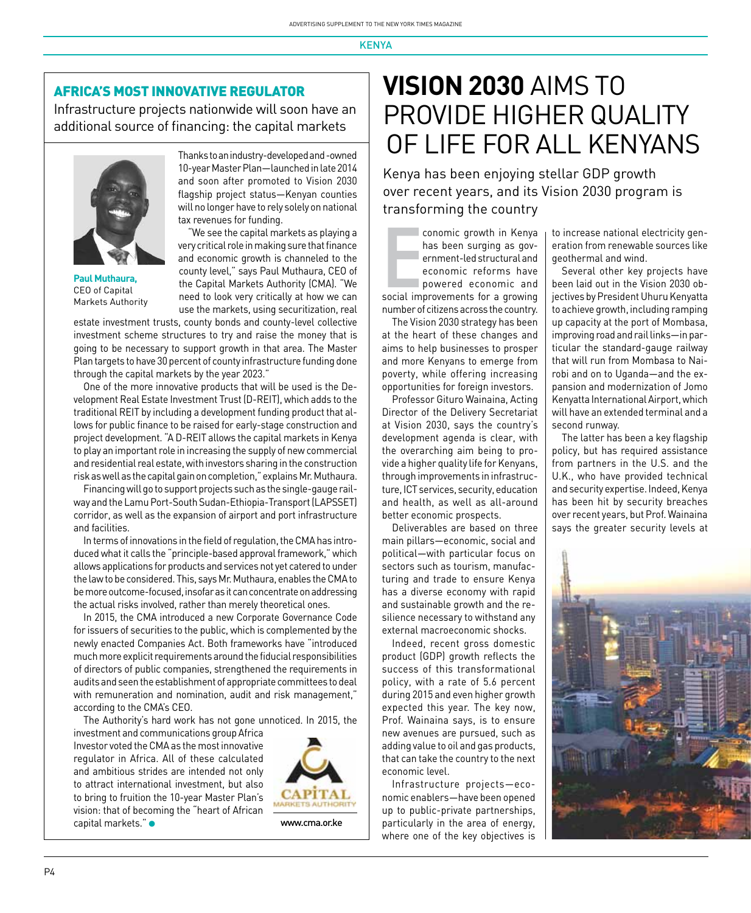## AFRICA'S MOST INNOVATIVE REGULATOR

Infrastructure projects nationwide will soon have an additional source of financing: the capital markets

**Paul Muthaura,** CEO of Capital Markets Authority

Thanks to an industry-developed and -owned 10-year Master Plan—launched in late 2014 and soon after promoted to Vision 2030 flagship project status—Kenyan counties will no longer have to rely solely on national tax revenues for funding.

"We see the capital markets as playing a very critical role in making sure that finance and economic growth is channeled to the county level," says Paul Muthaura, CEO of the Capital Markets Authority (CMA). "We need to look very critically at how we can use the markets, using securitization, real estate investment trusts, county bonds and county-level collective investment scheme structures to try and raise the money that is going to be necessary to support growth in that area. The Master Plan targets to have 30 percent of county infrastructure funding done through the capital markets by the year 2023."

One of the more innovative products that will be used is the Development Real Estate Investment Trust (D-REIT), which adds to the traditional REIT by including a development funding product that allows for public finance to be raised for early-stage construction and project development. "A D-REIT allows the capital markets in Kenya to play an important role in increasing the supply of new commercial and residential real estate, with investors sharing in the construction risk as well as the capital gain on completion," explains Mr. Muthaura.

Financing will go to support projects such as the single-gauge railway and the Lamu Port-South Sudan-Ethiopia-Transport (LAPSSET) corridor, as well as the expansion of airport and port infrastructure and facilities.

In terms of innovations in the field of regulation, the CMA has introduced what it calls the "principle-based approval framework," which allows applications for products and services not yet catered to under the law to be considered. This, says Mr. Muthaura, enables the CMA to be more outcome-focused, insofar as it can concentrate on addressing the actual risks involved, rather than merely theoretical ones.

In 2015, the CMA introduced a new Corporate Governance Code for issuers of securities to the public, which is complemented by the newly enacted Companies Act. Both frameworks have "introduced much more explicit requirements around the fiducial responsibilities of directors of public companies, strengthened the requirements in audits and seen the establishment of appropriate committees to deal with remuneration and nomination, audit and risk management," according to the CMA's CEO.

The Authority's hard work has not gone unnoticed. In 2015, the investment and communications group Africa Investor voted the CMA as the most innovative regulator in Africa. All of these calculated and ambitious strides are intended not only to attract international investment, but also to bring to fruition the 10-year Master Plan's vision: that of becoming the "heart of African capital markets." ●

CAPITAL MARKETS AUTHORITY

www.cma.or.ke

# VISION 2030 AIMS TO PROVIDE HIGHER QUALITY OF LIFE FOR ALL KENYANS

Kenya has been enjoying stellar GDP growth over recent years, and its Vision 2030 program is transforming the country

Economic growth in Kenya has been surging as government-led structural and economic reforms have powered economic and social improvements for a growing number of citizens across the country.

The Vision 2030 strategy has been at the heart of these changes and aims to help businesses to prosper and more Kenyans to emerge from poverty, while offering increasing opportunities for foreign investors.

Professor Gituro Wainaina, Acting Director of the Delivery Secretariat at Vision 2030, says the country's development agenda is clear, with the overarching aim being to provide a higher quality life for Kenyans, through improvements in infrastructure, ICT services, security, education and health, as well as all-around better economic prospects.

Deliverables are based on three main pillars—economic, social and political—with particular focus on sectors such as tourism, manufacturing and trade to ensure Kenya has a diverse economy with rapid and sustainable growth and the resilience necessary to withstand any external macroeconomic shocks.

Indeed, recent gross domestic product (GDP) growth reflects the success of this transformational policy, with a rate of 5.6 percent during 2015 and even higher growth expected this year. The key now, Prof. Wainaina says, is to ensure new avenues are pursued, such as adding value to oil and gas products, that can take the country to the next economic level.

Infrastructure projects—economic enablers—have been opened up to public-private partnerships, particularly in the area of energy, where one of the key objectives is to increase national electricity generation from renewable sources like geothermal and wind.

Several other key projects have been laid out in the Vision 2030 objectives by President Uhuru Kenyatta to achieve growth, including ramping up capacity at the port of Mombasa, improving road and rail links—in particular the standard-gauge railway that will run from Mombasa to Nairobi and on to Uganda—and the expansion and modernization of Jomo Kenyatta International Airport, which will have an extended terminal and a second runway.

The latter has been a key flagship policy, but has required assistance from partners in the U.S. and the U.K., who have provided technical and security expertise. Indeed, Kenya has been hit by security breaches over recent years, but Prof. Wainaina says the greater security levels at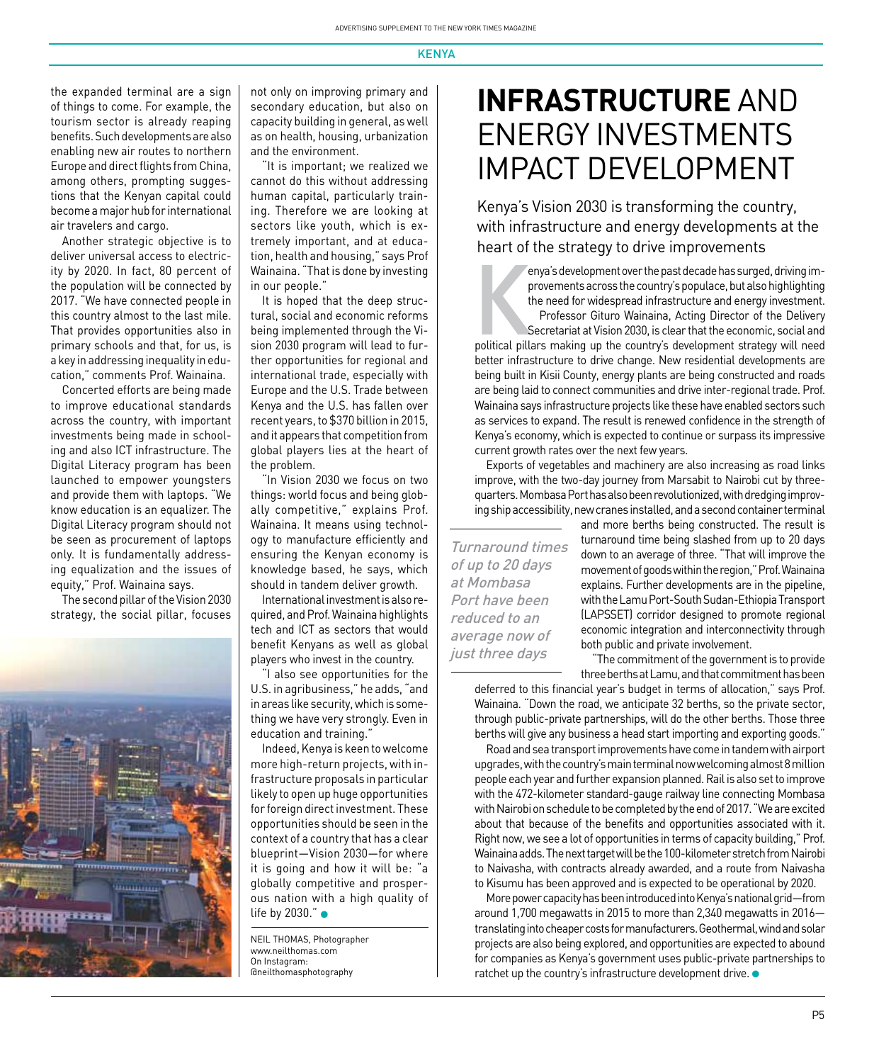the expanded terminal are a sign of things to come. For example, the tourism sector is already reaping benefits. Such developments are also enabling new air routes to northern Europe and direct flights from China, among others, prompting suggestions that the Kenyan capital could become a major hub for international air travelers and cargo.

Another strategic objective is to deliver universal access to electricity by 2020. In fact, 80 percent of the population will be connected by 2017. "We have connected people in this country almost to the last mile. That provides opportunities also in primary schools and that, for us, is a key in addressing inequality in education," comments Prof. Wainaina.

Concerted efforts are being made to improve educational standards across the country, with important investments being made in schooling and also ICT infrastructure. The Digital Literacy program has been launched to empower youngsters and provide them with laptops. "We know education is an equalizer. The Digital Literacy program should not be seen as procurement of laptops only. It is fundamentally addressing equalization and the issues of equity," Prof. Wainaina says.

The second pillar of the Vision 2030 strategy, the social pillar, focuses not only on improving primary and secondary education, but also on capacity building in general, as well as on health, housing, urbanization and the environment.

"It is important; we realized we cannot do this without addressing human capital, particularly training. Therefore we are looking at sectors like youth, which is extremely important, and at education, health and housing," says Prof Wainaina. "That is done by investing in our people."

It is hoped that the deep structural, social and economic reforms being implemented through the Vision 2030 program will lead to further opportunities for regional and international trade, especially with Europe and the U.S. Trade between Kenya and the U.S. has fallen over recent years, to $370 billion in 2015, and it appears that competition from global players lies at the heart of the problem.

"In Vision 2030 we focus on two things: world focus and being globally competitive," explains Prof. Wainaina. It means using technology to manufacture efficiently and ensuring the Kenyan economy is knowledge based, he says, which should in tandem deliver growth.

International investment is also required, and Prof. Wainaina highlights tech and ICT as sectors that would benefit Kenyans as well as global players who invest in the country.

"I also see opportunities for the U.S. in agribusiness," he adds, "and in areas like security, which is something we have very strongly. Even in education and training."

Indeed, Kenya is keen to welcome more high-return projects, with infrastructure proposals in particular likely to open up huge opportunities for foreign direct investment. These opportunities should be seen in the context of a country that has a clear blueprint—Vision 2030—for where it is going and how it will be: "a globally competitive and prosperous nation with a high quality of life by 2030." ●

NEIL THOMAS, Photographer
www.neilthomas.com
On Instagram:
@neilthomasphotography

# INFRASTRUCTURE AND ENERGY INVESTMENTS IMPACT DEVELOPMENT

## Kenya's Vision 2030 is transforming the country, with infrastructure and energy developments at the heart of the strategy to drive improvements

Kenya's development over the past decade has surged, driving improvements across the country's populace, but also highlighting the need for widespread infrastructure and energy investment.

Professor Gituro Wainaina, Acting Director of the Delivery Secretariat at Vision 2030, is clear that the economic, social and political pillars making up the country's development strategy will need better infrastructure to drive change. New residential developments are being built in Kisii County, energy plants are being constructed and roads are being laid to connect communities and drive inter-regional trade. Prof. Wainaina says infrastructure projects like these have enabled sectors such as services to expand. The result is renewed confidence in the strength of Kenya's economy, which is expected to continue or surpass its impressive current growth rates over the next few years.

Exports of vegetables and machinery are also increasing as road links improve, with the two-day journey from Marsabit to Nairobi cut by three-quarters. Mombasa Port has also been revolutionized, with dredging improving ship accessibility, new cranes installed, and a second container terminal and more berths being constructed. The result is turnaround time being slashed from up to 20 days down to an average of three. "That will improve the movement of goods within the region," Prof. Wainaina explains. Further developments are in the pipeline, with the Lamu Port-South Sudan-Ethiopia Transport (LAPSSET) corridor designed to promote regional economic integration and interconnectivity through both public and private involvement.

*Turnaround times of up to 20 days at Mombasa Port have been reduced to an average now of just three days*

"The commitment of the government is to provide three berths at Lamu, and that commitment has been deferred to this financial year's budget in terms of allocation," says Prof. Wainaina. "Down the road, we anticipate 32 berths, so the private sector, through public-private partnerships, will do the other berths. Those three berths will give any business a head start importing and exporting goods."

Road and sea transport improvements have come in tandem with airport upgrades, with the country's main terminal now welcoming almost 8 million people each year and further expansion planned. Rail is also set to improve with the 472-kilometer standard-gauge railway line connecting Mombasa with Nairobi on schedule to be completed by the end of 2017. "We are excited about that because of the benefits and opportunities associated with it. Right now, we see a lot of opportunities in terms of capacity building," Prof. Wainaina adds. The next target will be the 100-kilometer stretch from Nairobi to Naivasha, with contracts already awarded, and a route from Naivasha to Kisumu has been approved and is expected to be operational by 2020.

More power capacity has been introduced into Kenya's national grid—from around 1,700 megawatts in 2015 to more than 2,340 megawatts in 2016—translating into cheaper costs for manufacturers. Geothermal, wind and solar projects are also being explored, and opportunities are expected to abound for companies as Kenya's government uses public-private partnerships to ratchet up the country's infrastructure development drive. ●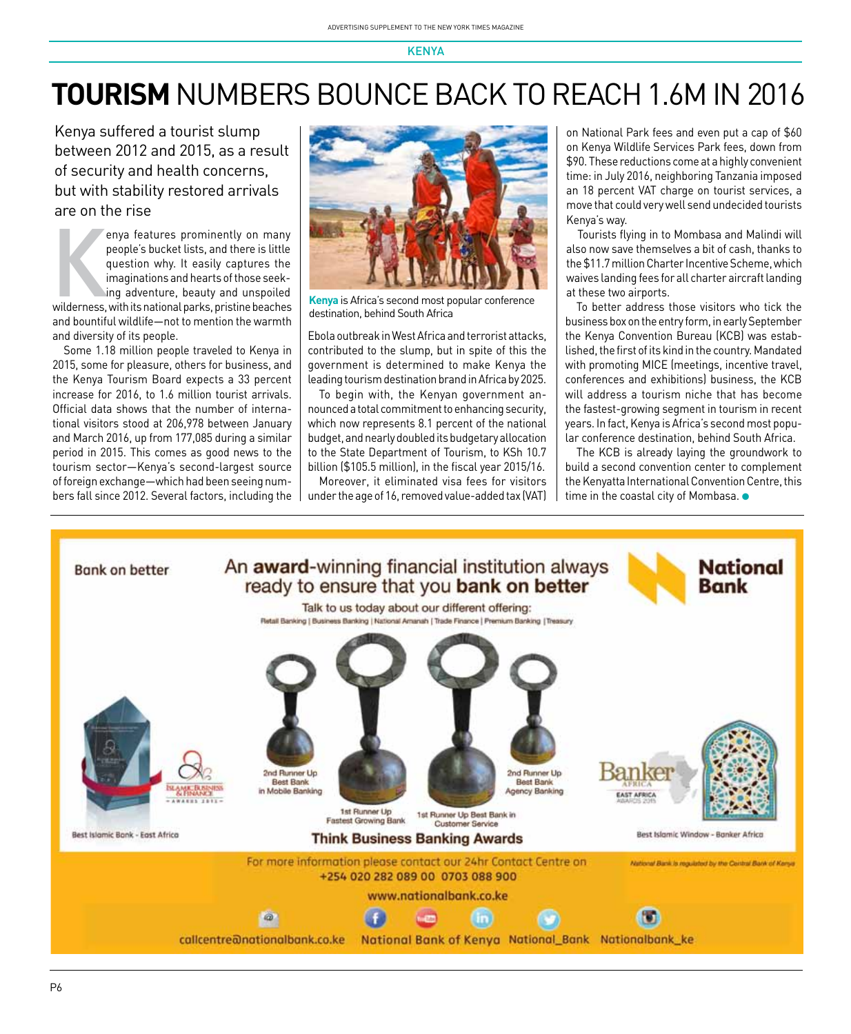# TOURISM NUMBERS BOUNCE BACK TO REACH 1.6M IN 2016

Kenya suffered a tourist slump between 2012 and 2015, as a result of security and health concerns, but with stability restored arrivals are on the rise

Kenya features prominently on many people's bucket lists, and there is little question why. It easily captures the imaginations and hearts of those seeking adventure, beauty and unspoiled wilderness, with its national parks, pristine beaches and bountiful wildlife—not to mention the warmth and diversity of its people.

Some 1.18 million people traveled to Kenya in 2015, some for pleasure, others for business, and the Kenya Tourism Board expects a 33 percent increase for 2016, to 1.6 million tourist arrivals. Official data shows that the number of international visitors stood at 206,978 between January and March 2016, up from 177,085 during a similar period in 2015. This comes as good news to the tourism sector—Kenya's second-largest source of foreign exchange—which had been seeing numbers fall since 2012. Several factors, including the Ebola outbreak in West Africa and terrorist attacks, contributed to the slump, but in spite of this the government is determined to make Kenya the leading tourism destination brand in Africa by 2025.

**Kenya** is Africa's second most popular conference destination, behind South Africa

To begin with, the Kenyan government announced a total commitment to enhancing security, which now represents 8.1 percent of the national budget, and nearly doubled its budgetary allocation to the State Department of Tourism, to KSh 10.7 billion ($105.5 million), in the fiscal year 2015/16.

Moreover, it eliminated visa fees for visitors under the age of 16, removed value-added tax (VAT) on National Park fees and even put a cap of $60 on Kenya Wildlife Services Park fees, down from $90. These reductions come at a highly convenient time: in July 2016, neighboring Tanzania imposed an 18 percent VAT charge on tourist services, a move that could very well send undecided tourists Kenya's way.

Tourists flying in to Mombasa and Malindi will also now save themselves a bit of cash, thanks to the $11.7 million Charter Incentive Scheme, which waives landing fees for all charter aircraft landing at these two airports.

To better address those visitors who tick the business box on the entry form, in early September the Kenya Convention Bureau (KCB) was established, the first of its kind in the country. Mandated with promoting MICE (meetings, incentive travel, conferences and exhibitions) business, the KCB will address a tourism niche that has become the fastest-growing segment in tourism in recent years. In fact, Kenya is Africa's second most popular conference destination, behind South Africa.

The KCB is already laying the groundwork to build a second convention center to complement the Kenyatta International Convention Centre, this time in the coastal city of Mombasa.

---

Bank on better

An **award**-winning financial institution always ready to ensure that you **bank on better**

**National Bank**

Talk to us today about our different offering:
Retail Banking | Business Banking | National Amanah | Trade Finance | Premium Banking | Treasury

Best Islamic Bank - East Africa

2nd Runner Up Best Bank in Mobile Banking

1st Runner Up Fastest Growing Bank

1st Runner Up Best Bank in Customer Service

2nd Runner Up Best Bank Agency Banking

**Think Business Banking Awards**

Best Islamic Window - Banker Africa

For more information please contact our 24hr Contact Centre on
+254 020 282 089 00 0703 088 900

www.nationalbank.co.ke

National Bank is regulated by the Central Bank of Kenya

callcentre@nationalbank.co.ke National Bank of Kenya National_Bank Nationalbank_ke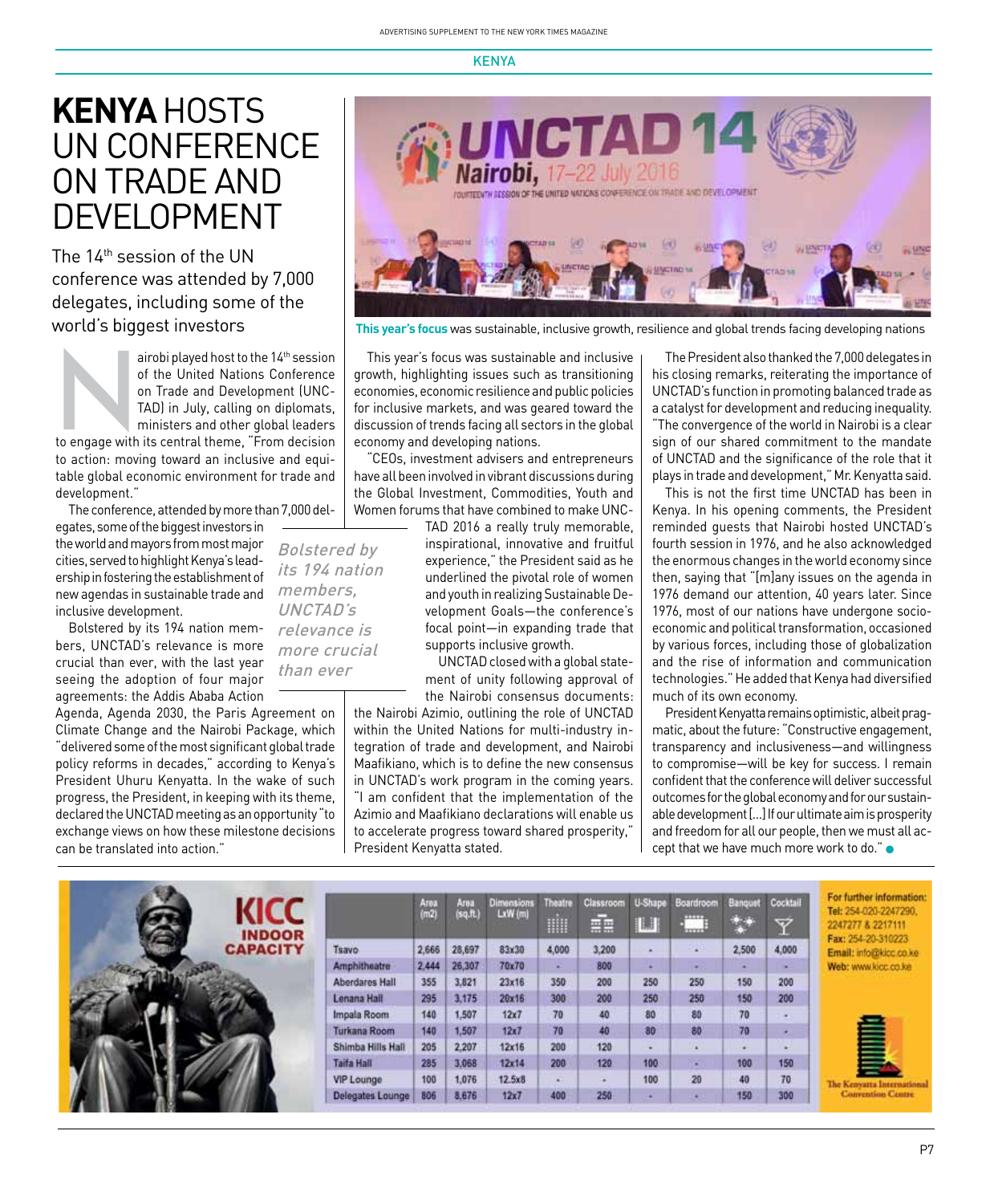# KENYA HOSTS UN CONFERENCE ON TRADE AND DEVELOPMENT

The 14th session of the UN conference was attended by 7,000 delegates, including some of the world's biggest investors

**This year's focus** was sustainable, inclusive growth, resilience and global trends facing developing nations

Nairobi played host to the 14th session of the United Nations Conference on Trade and Development (UNCTAD) in July, calling on diplomats, ministers and other global leaders to engage with its central theme, "From decision to action: moving toward an inclusive and equitable global economic environment for trade and development."

The conference, attended by more than 7,000 delegates, some of the biggest investors in the world and mayors from most major cities, served to highlight Kenya's leadership in fostering the establishment of new agendas in sustainable trade and inclusive development.

Bolstered by its 194 nation members, UNCTAD's relevance is more crucial than ever, with the last year seeing the adoption of four major agreements: the Addis Ababa Action Agenda, Agenda 2030, the Paris Agreement on Climate Change and the Nairobi Package, which "delivered some of the most significant global trade policy reforms in decades," according to Kenya's President Uhuru Kenyatta. In the wake of such progress, the President, in keeping with its theme, declared the UNCTAD meeting as an opportunity "to exchange views on how these milestone decisions can be translated into action."

*Bolstered by its 194 nation members, UNCTAD's relevance is more crucial than ever*

This year's focus was sustainable and inclusive growth, highlighting issues such as transitioning economies, economic resilience and public policies for inclusive markets, and was geared toward the discussion of trends facing all sectors in the global economy and developing nations.

"CEOs, investment advisers and entrepreneurs have all been involved in vibrant discussions during the Global Investment, Commodities, Youth and Women forums that have combined to make UNCTAD 2016 a really truly memorable, inspirational, innovative and fruitful experience," the President said as he underlined the pivotal role of women and youth in realizing Sustainable Development Goals—the conference's focal point—in expanding trade that supports inclusive growth.

UNCTAD closed with a global statement of unity following approval of the Nairobi consensus documents: the Nairobi Azimio, outlining the role of UNCTAD within the United Nations for multi-industry integration of trade and development, and Nairobi Maafikiano, which is to define the new consensus in UNCTAD's work program in the coming years. "I am confident that the implementation of the Azimio and Maafikiano declarations will enable us to accelerate progress toward shared prosperity," President Kenyatta stated.

The President also thanked the 7,000 delegates in his closing remarks, reiterating the importance of UNCTAD's function in promoting balanced trade as a catalyst for development and reducing inequality. "The convergence of the world in Nairobi is a clear sign of our shared commitment to the mandate of UNCTAD and the significance of the role that it plays in trade and development," Mr. Kenyatta said.

This is not the first time UNCTAD has been in Kenya. In his opening comments, the President reminded guests that Nairobi hosted UNCTAD's fourth session in 1976, and he also acknowledged the enormous changes in the world economy since then, saying that "[m]any issues on the agenda in 1976 demand our attention, 40 years later. Since 1976, most of our nations have undergone socio-economic and political transformation, occasioned by various forces, including those of globalization and the rise of information and communication technologies." He added that Kenya had diversified much of its own economy.

President Kenyatta remains optimistic, albeit pragmatic, about the future: "Constructive engagement, transparency and inclusiveness—and willingness to compromise—will be key for success. I remain confident that the conference will deliver successful outcomes for the global economy and for our sustainable development [...] If our ultimate aim is prosperity and freedom for all our people, then we must all accept that we have much more work to do." ●

## KICC INDOOR CAPACITY

| | Area (m2) | Area (sq.ft.) | Dimensions LxW (m) | Theatre | Classroom | U-Shape | Boardroom | Banquet | Cocktail |
|---|---|---|---|---|---|---|---|---|---|
| Tsavo | 2,666 | 28,697 | 83x30 | 4,000 | 3,200 | - | - | 2,500 | 4,000 |
| Amphitheatre | 2,444 | 26,307 | 70x70 | - | 800 | - | - | - | - |
| Aberdares Hall | 355 | 3,821 | 23x16 | 350 | 200 | 250 | 250 | 150 | 200 |
| Lenana Hall | 295 | 3,175 | 20x16 | 300 | 200 | 250 | 250 | 150 | 200 |
| Impala Room | 140 | 1,507 | 12x7 | 70 | 40 | 80 | 80 | 70 | - |
| Turkana Room | 140 | 1,507 | 12x7 | 70 | 40 | 80 | 80 | 70 | - |
| Shimba Hills Hall | 205 | 2,207 | 12x16 | 200 | 120 | - | - | - | - |
| Taifa Hall | 285 | 3,068 | 12x14 | 200 | 120 | 100 | - | 100 | 150 |
| VIP Lounge | 100 | 1,076 | 12.5x8 | - | - | 100 | 20 | 40 | 70 |
| Delegates Lounge | 806 | 8,676 | 12x7 | 400 | 250 | - | - | 150 | 300 |

For further information:
Tel: 254-020-2247290, 2247277 & 2217111
Fax: 254-20-310223
Email: info@kicc.co.ke
Web: www.kicc.co.ke

The Kenyatta International Convention Centre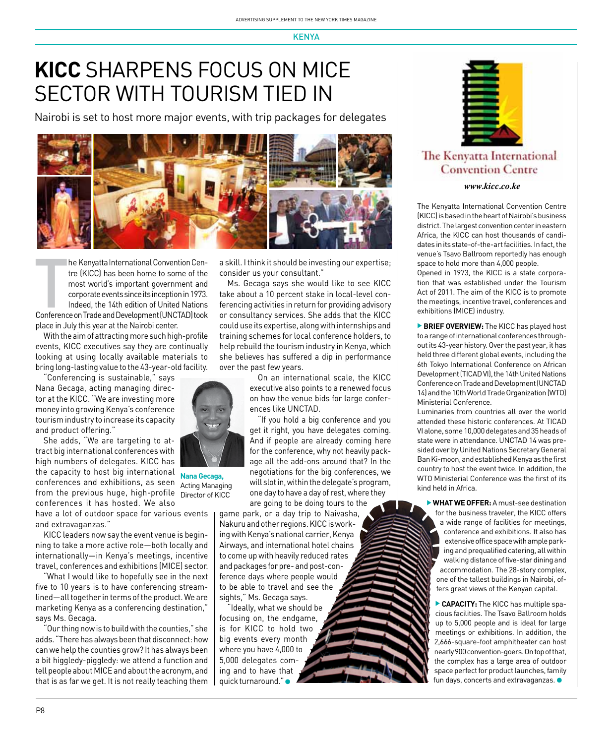KENYA

# **KICC** SHARPENS FOCUS ON MICE SECTOR WITH TOURISM TIED IN

Nairobi is set to hear more major events, with trip packages for delegates

The Kenyatta International Convention Centre (KICC) has been home to some of the most world's important government and corporate events since its inception in 1973. Indeed, the 14th edition of United Nations Conference on Trade and Development (UNCTAD) took place in July this year at the Nairobi center.

With the aim of attracting more such high-profile events, KICC executives say they are continually looking at using locally available materials to bring long-lasting value to the 43-year-old facility.

"Conferencing is sustainable," says Nana Gecaga, acting managing director at the KICC. "We are investing more money into growing Kenya's conference tourism industry to increase its capacity and product offering."

She adds, "We are targeting to attract big international conferences with high numbers of delegates. KICC has the capacity to host big international conferences and exhibitions, as seen from the previous huge, high-profile conferences it has hosted. We also have a lot of outdoor space for various events and extravaganzas."

KICC leaders now say the event venue is beginning to take a more active role—both locally and internationally—in Kenya's meetings, incentive travel, conferences and exhibitions (MICE) sector.

"What I would like to hopefully see in the next five to 10 years is to have conferencing streamlined—all together in terms of the product. We are marketing Kenya as a conferencing destination," says Ms. Gecaga.

"Our thing now is to build with the counties," she adds. "There has always been that disconnect: how can we help the counties grow? It has always been a bit higgledy-piggledy: we attend a function and tell people about MICE and about the acronym, and that is as far we get. It is not really teaching them a skill. I think it should be investing our expertise; consider us your consultant."

Ms. Gecaga says she would like to see KICC take about a 10 percent stake in local-level conferencing activities in return for providing advisory or consultancy services. She adds that the KICC could use its expertise, along with internships and training schemes for local conference holders, to help rebuild the tourism industry in Kenya, which she believes has suffered a dip in performance over the past few years.

**Nana Gecaga,** Acting Managing Director of KICC

On an international scale, the KICC executive also points to a renewed focus on how the venue bids for large conferences like UNCTAD.

"If you hold a big conference and you get it right, you have delegates coming. And if people are already coming here for the conference, why not heavily package all the add-ons around that? In the negotiations for the big conferences, we will slot in, within the delegate's program, one day to have a day of rest, where they are going to be doing tours to the game park, or a day trip to Naivasha, Nakuru and other regions. KICC is working with Kenya's national carrier, Kenya Airways, and international hotel chains to come up with heavily reduced rates and packages for pre- and post-conference days where people would to be able to travel and see the sights," Ms. Gecaga says.

"Ideally, what we should be focusing on, the endgame, is for KICC to hold two big events every month where you have 4,000 to 5,000 delegates coming and to have that quick turnaround." ●

The Kenyatta International Convention Centre

*www.kicc.co.ke*

The Kenyatta International Convention Centre (KICC) is based in the heart of Nairobi's business district. The largest convention center in eastern Africa, the KICC can host thousands of candidates in its state-of-the-art facilities. In fact, the venue's Tsavo Ballroom reportedly has enough space to hold more than 4,000 people.

Opened in 1973, the KICC is a state corporation that was established under the Tourism Act of 2011. The aim of the KICC is to promote the meetings, incentive travel, conferences and exhibitions (MICE) industry.

▶ **BRIEF OVERVIEW:** The KICC has played host to a range of international conferences throughout its 43-year history. Over the past year, it has held three different global events, including the 6th Tokyo International Conference on African Development (TICAD VI), the 14th United Nations Conference on Trade and Development (UNCTAD 14) and the 10th World Trade Organization (WTO) Ministerial Conference.

Luminaries from countries all over the world attended these historic conferences. At TICAD VI alone, some 10,000 delegates and 35 heads of state were in attendance. UNCTAD 14 was presided over by United Nations Secretary General Ban Ki-moon, and established Kenya as the first country to host the event twice. In addition, the WTO Ministerial Conference was the first of its kind held in Africa.

▶ **WHAT WE OFFER:** A must-see destination for the business traveler, the KICC offers a wide range of facilities for meetings, conference and exhibitions. It also has extensive office space with ample parking and prequalified catering, all within walking distance of five-star dining and accommodation. The 28-story complex, one of the tallest buildings in Nairobi, offers great views of the Kenyan capital.

▶ **CAPACITY:** The KICC has multiple spacious facilities. The Tsavo Ballroom holds up to 5,000 people and is ideal for large meetings or exhibitions. In addition, the 2,666-square-foot amphitheater can host nearly 900 convention-goers. On top of that, the complex has a large area of outdoor space perfect for product launches, family fun days, concerts and extravaganzas. ●